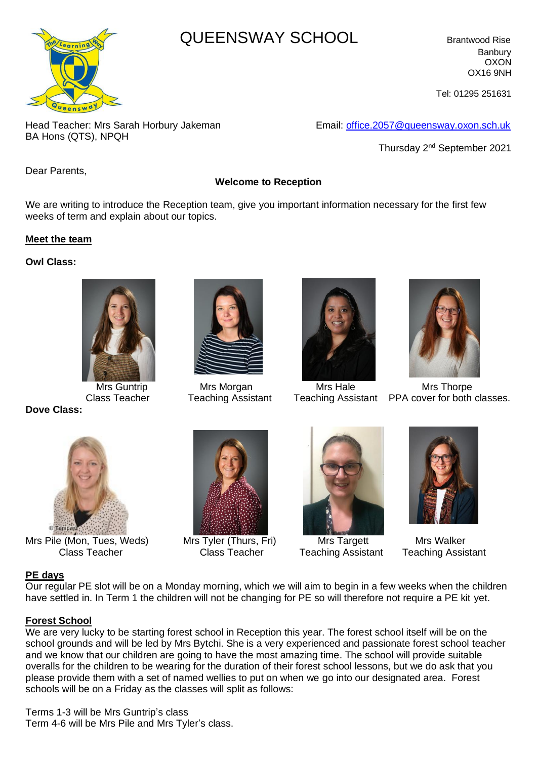# QUEENSWAY SCHOOL

Brantwood Rise
Banbury
OXON
OX16 9NH

Tel: 01295 251631

Head Teacher: Mrs Sarah Horbury Jakeman
BA Hons (QTS), NPQH

Email: office.2057@queensway.oxon.sch.uk

Thursday 2nd September 2021

Dear Parents,

**Welcome to Reception**

We are writing to introduce the Reception team, give you important information necessary for the first few weeks of term and explain about our topics.

**Meet the team**

**Owl Class:**

Mrs Guntrip
Class Teacher

Mrs Morgan
Teaching Assistant

Mrs Hale
Teaching Assistant

Mrs Thorpe
PPA cover for both classes.

**Dove Class:**

Mrs Pile (Mon, Tues, Weds)
Class Teacher

Mrs Tyler (Thurs, Fri)
Class Teacher

Mrs Targett
Teaching Assistant

Mrs Walker
Teaching Assistant

**PE days**

Our regular PE slot will be on a Monday morning, which we will aim to begin in a few weeks when the children have settled in. In Term 1 the children will not be changing for PE so will therefore not require a PE kit yet.

**Forest School**

We are very lucky to be starting forest school in Reception this year. The forest school itself will be on the school grounds and will be led by Mrs Bytchi. She is a very experienced and passionate forest school teacher and we know that our children are going to have the most amazing time. The school will provide suitable overalls for the children to be wearing for the duration of their forest school lessons, but we do ask that you please provide them with a set of named wellies to put on when we go into our designated area. Forest schools will be on a Friday as the classes will split as follows:

Terms 1-3 will be Mrs Guntrip's class
Term 4-6 will be Mrs Pile and Mrs Tyler's class.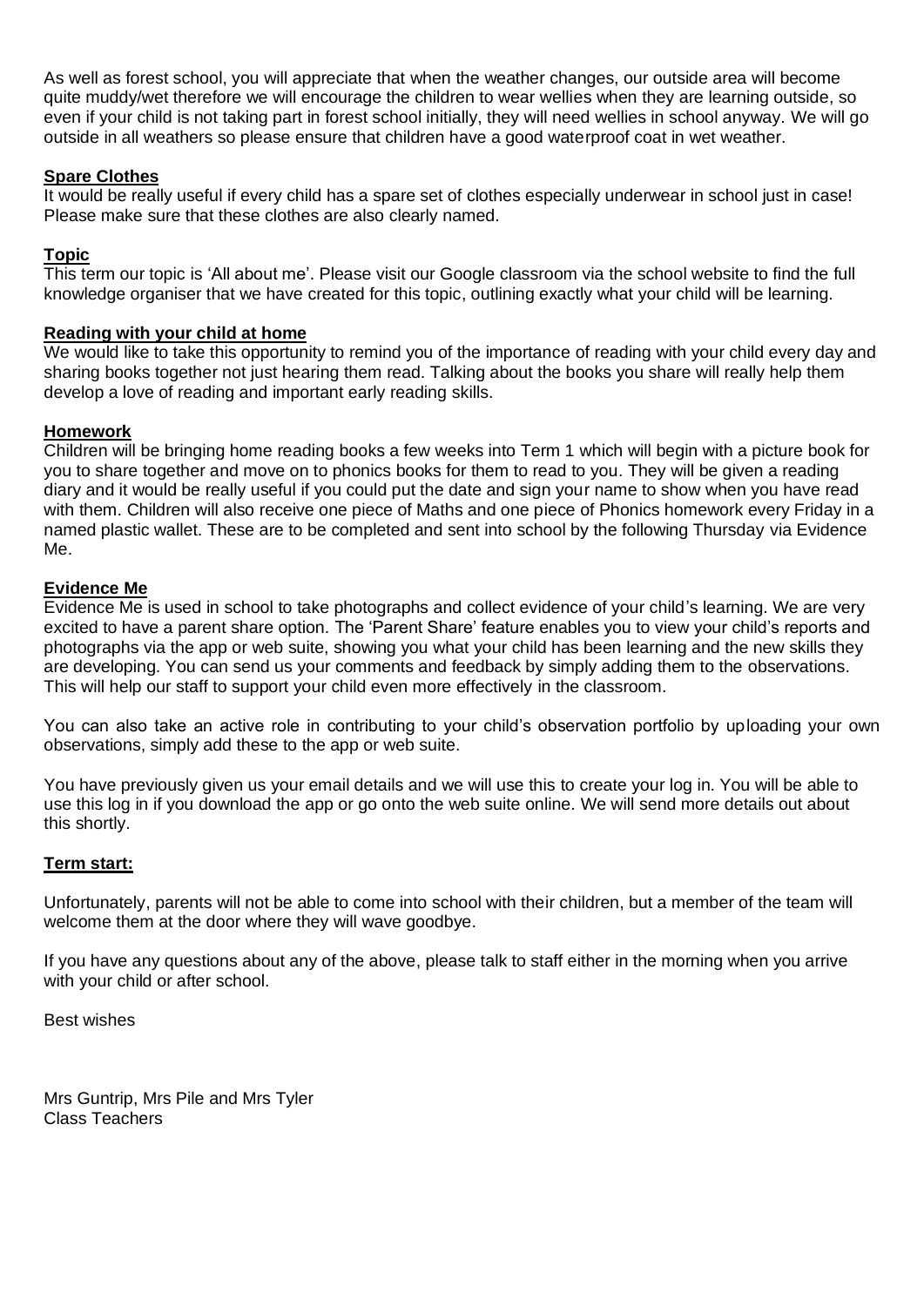As well as forest school, you will appreciate that when the weather changes, our outside area will become quite muddy/wet therefore we will encourage the children to wear wellies when they are learning outside, so even if your child is not taking part in forest school initially, they will need wellies in school anyway. We will go outside in all weathers so please ensure that children have a good waterproof coat in wet weather.

**Spare Clothes**

It would be really useful if every child has a spare set of clothes especially underwear in school just in case! Please make sure that these clothes are also clearly named.

**Topic**

This term our topic is 'All about me'. Please visit our Google classroom via the school website to find the full knowledge organiser that we have created for this topic, outlining exactly what your child will be learning.

**Reading with your child at home**

We would like to take this opportunity to remind you of the importance of reading with your child every day and sharing books together not just hearing them read. Talking about the books you share will really help them develop a love of reading and important early reading skills.

**Homework**

Children will be bringing home reading books a few weeks into Term 1 which will begin with a picture book for you to share together and move on to phonics books for them to read to you. They will be given a reading diary and it would be really useful if you could put the date and sign your name to show when you have read with them. Children will also receive one piece of Maths and one piece of Phonics homework every Friday in a named plastic wallet. These are to be completed and sent into school by the following Thursday via Evidence Me.

**Evidence Me**

Evidence Me is used in school to take photographs and collect evidence of your child's learning. We are very excited to have a parent share option. The 'Parent Share' feature enables you to view your child's reports and photographs via the app or web suite, showing you what your child has been learning and the new skills they are developing. You can send us your comments and feedback by simply adding them to the observations. This will help our staff to support your child even more effectively in the classroom.

You can also take an active role in contributing to your child's observation portfolio by uploading your own observations, simply add these to the app or web suite.

You have previously given us your email details and we will use this to create your log in. You will be able to use this log in if you download the app or go onto the web suite online. We will send more details out about this shortly.

**Term start:**

Unfortunately, parents will not be able to come into school with their children, but a member of the team will welcome them at the door where they will wave goodbye.

If you have any questions about any of the above, please talk to staff either in the morning when you arrive with your child or after school.

Best wishes

Mrs Guntrip, Mrs Pile and Mrs Tyler
Class Teachers